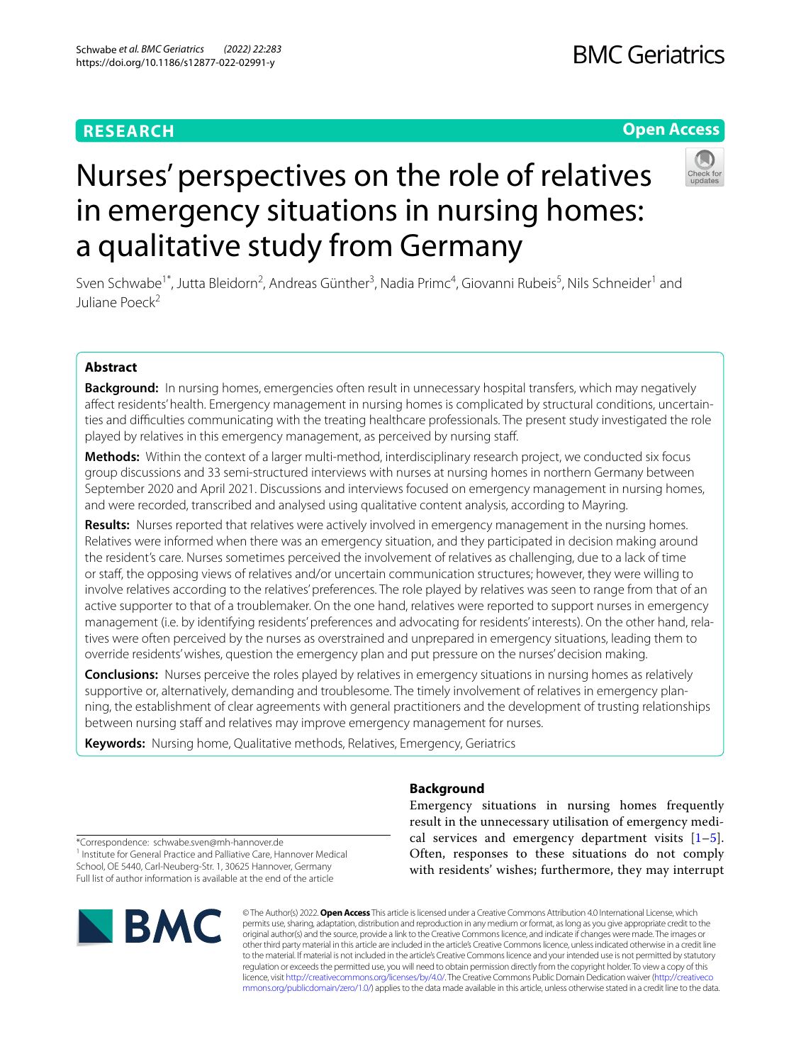**RESEARCH** **Open Access**

# Nurses' perspectives on the role of relatives in emergency situations in nursing homes: a qualitative study from Germany

Sven Schwabe[1*], Jutta Bleidorn[2], Andreas Günther[3], Nadia Primc[4], Giovanni Rubeis[5], Nils Schneider[1] and Juliane Poeck[2]

## Abstract

**Background:** In nursing homes, emergencies often result in unnecessary hospital transfers, which may negatively affect residents' health. Emergency management in nursing homes is complicated by structural conditions, uncertainties and difficulties communicating with the treating healthcare professionals. The present study investigated the role played by relatives in this emergency management, as perceived by nursing staff.

**Methods:** Within the context of a larger multi-method, interdisciplinary research project, we conducted six focus group discussions and 33 semi-structured interviews with nurses at nursing homes in northern Germany between September 2020 and April 2021. Discussions and interviews focused on emergency management in nursing homes, and were recorded, transcribed and analysed using qualitative content analysis, according to Mayring.

**Results:** Nurses reported that relatives were actively involved in emergency management in the nursing homes. Relatives were informed when there was an emergency situation, and they participated in decision making around the resident's care. Nurses sometimes perceived the involvement of relatives as challenging, due to a lack of time or staff, the opposing views of relatives and/or uncertain communication structures; however, they were willing to involve relatives according to the relatives' preferences. The role played by relatives was seen to range from that of an active supporter to that of a troublemaker. On the one hand, relatives were reported to support nurses in emergency management (i.e. by identifying residents' preferences and advocating for residents' interests). On the other hand, relatives were often perceived by the nurses as overstrained and unprepared in emergency situations, leading them to override residents' wishes, question the emergency plan and put pressure on the nurses' decision making.

**Conclusions:** Nurses perceive the roles played by relatives in emergency situations in nursing homes as relatively supportive or, alternatively, demanding and troublesome. The timely involvement of relatives in emergency planning, the establishment of clear agreements with general practitioners and the development of trusting relationships between nursing staff and relatives may improve emergency management for nurses.

**Keywords:** Nursing home, Qualitative methods, Relatives, Emergency, Geriatrics

## Background

Emergency situations in nursing homes frequently result in the unnecessary utilisation of emergency medical services and emergency department visits [1–5]. Often, responses to these situations do not comply with residents' wishes; furthermore, they may interrupt

*Correspondence: schwabe.sven@mh-hannover.de

[1] Institute for General Practice and Palliative Care, Hannover Medical School, OE 5440, Carl-Neuberg-Str. 1, 30625 Hannover, Germany

Full list of author information is available at the end of the article

© The Author(s) 2022. **Open Access** This article is licensed under a Creative Commons Attribution 4.0 International License, which permits use, sharing, adaptation, distribution and reproduction in any medium or format, as long as you give appropriate credit to the original author(s) and the source, provide a link to the Creative Commons licence, and indicate if changes were made. The images or other third party material in this article are included in the article's Creative Commons licence, unless indicated otherwise in a credit line to the material. If material is not included in the article's Creative Commons licence and your intended use is not permitted by statutory regulation or exceeds the permitted use, you will need to obtain permission directly from the copyright holder. To view a copy of this licence, visit http://creativecommons.org/licenses/by/4.0/. The Creative Commons Public Domain Dedication waiver (http://creativecommons.org/publicdomain/zero/1.0/) applies to the data made available in this article, unless otherwise stated in a credit line to the data.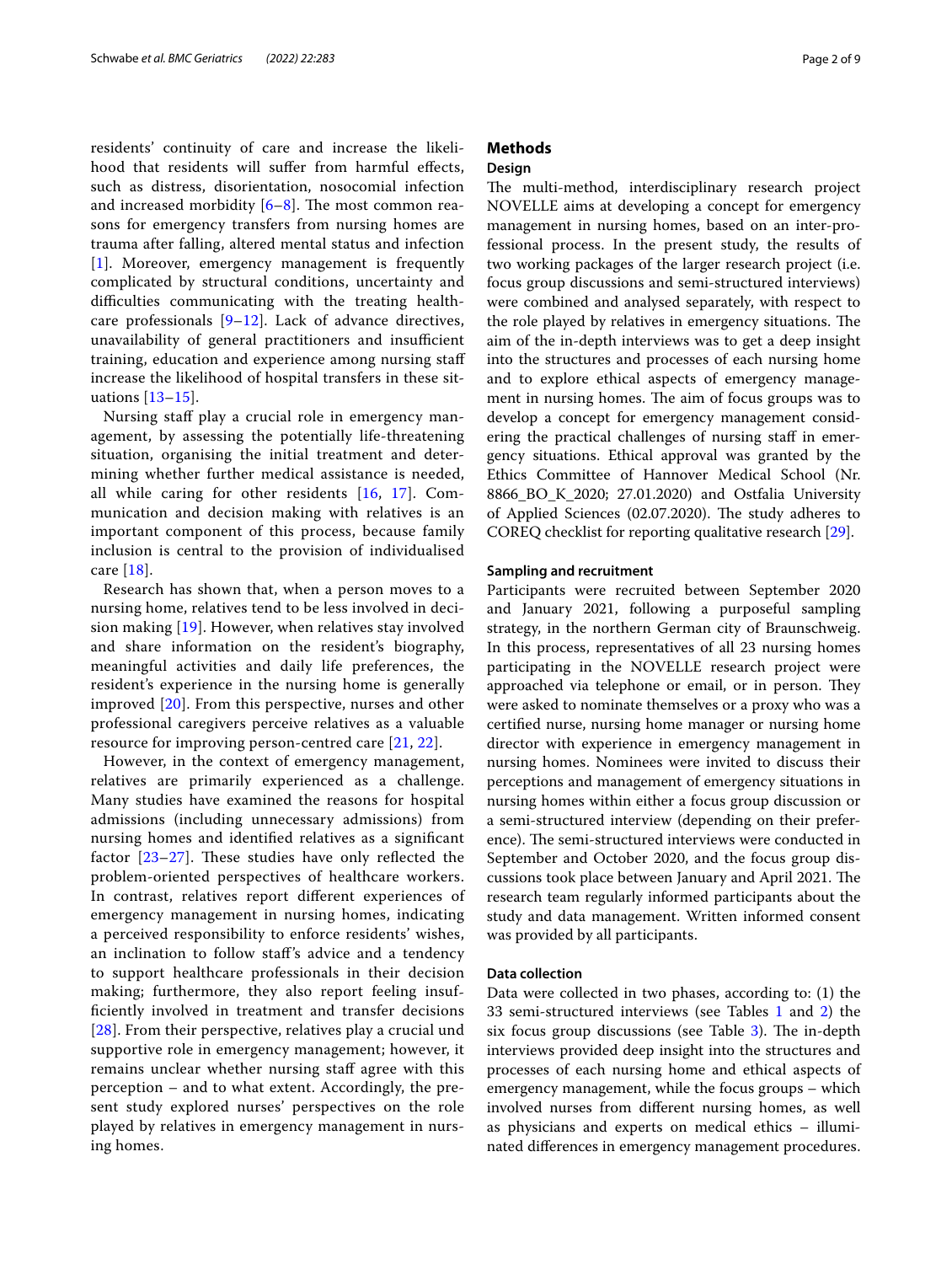residents' continuity of care and increase the likelihood that residents will suffer from harmful effects, such as distress, disorientation, nosocomial infection and increased morbidity [6–8]. The most common reasons for emergency transfers from nursing homes are trauma after falling, altered mental status and infection [1]. Moreover, emergency management is frequently complicated by structural conditions, uncertainty and difficulties communicating with the treating healthcare professionals [9–12]. Lack of advance directives, unavailability of general practitioners and insufficient training, education and experience among nursing staff increase the likelihood of hospital transfers in these situations [13–15].

Nursing staff play a crucial role in emergency management, by assessing the potentially life-threatening situation, organising the initial treatment and determining whether further medical assistance is needed, all while caring for other residents [16, 17]. Communication and decision making with relatives is an important component of this process, because family inclusion is central to the provision of individualised care [18].

Research has shown that, when a person moves to a nursing home, relatives tend to be less involved in decision making [19]. However, when relatives stay involved and share information on the resident's biography, meaningful activities and daily life preferences, the resident's experience in the nursing home is generally improved [20]. From this perspective, nurses and other professional caregivers perceive relatives as a valuable resource for improving person-centred care [21, 22].

However, in the context of emergency management, relatives are primarily experienced as a challenge. Many studies have examined the reasons for hospital admissions (including unnecessary admissions) from nursing homes and identified relatives as a significant factor [23–27]. These studies have only reflected the problem-oriented perspectives of healthcare workers. In contrast, relatives report different experiences of emergency management in nursing homes, indicating a perceived responsibility to enforce residents' wishes, an inclination to follow staff's advice and a tendency to support healthcare professionals in their decision making; furthermore, they also report feeling insufficiently involved in treatment and transfer decisions [28]. From their perspective, relatives play a crucial und supportive role in emergency management; however, it remains unclear whether nursing staff agree with this perception – and to what extent. Accordingly, the present study explored nurses' perspectives on the role played by relatives in emergency management in nursing homes.

## Methods

### Design

The multi-method, interdisciplinary research project NOVELLE aims at developing a concept for emergency management in nursing homes, based on an inter-professional process. In the present study, the results of two working packages of the larger research project (i.e. focus group discussions and semi-structured interviews) were combined and analysed separately, with respect to the role played by relatives in emergency situations. The aim of the in-depth interviews was to get a deep insight into the structures and processes of each nursing home and to explore ethical aspects of emergency management in nursing homes. The aim of focus groups was to develop a concept for emergency management considering the practical challenges of nursing staff in emergency situations. Ethical approval was granted by the Ethics Committee of Hannover Medical School (Nr. 8866_BO_K_2020; 27.01.2020) and Ostfalia University of Applied Sciences (02.07.2020). The study adheres to COREQ checklist for reporting qualitative research [29].

### Sampling and recruitment

Participants were recruited between September 2020 and January 2021, following a purposeful sampling strategy, in the northern German city of Braunschweig. In this process, representatives of all 23 nursing homes participating in the NOVELLE research project were approached via telephone or email, or in person. They were asked to nominate themselves or a proxy who was a certified nurse, nursing home manager or nursing home director with experience in emergency management in nursing homes. Nominees were invited to discuss their perceptions and management of emergency situations in nursing homes within either a focus group discussion or a semi-structured interview (depending on their preference). The semi-structured interviews were conducted in September and October 2020, and the focus group discussions took place between January and April 2021. The research team regularly informed participants about the study and data management. Written informed consent was provided by all participants.

### Data collection

Data were collected in two phases, according to: (1) the 33 semi-structured interviews (see Tables 1 and 2) the six focus group discussions (see Table 3). The in-depth interviews provided deep insight into the structures and processes of each nursing home and ethical aspects of emergency management, while the focus groups – which involved nurses from different nursing homes, as well as physicians and experts on medical ethics – illuminated differences in emergency management procedures.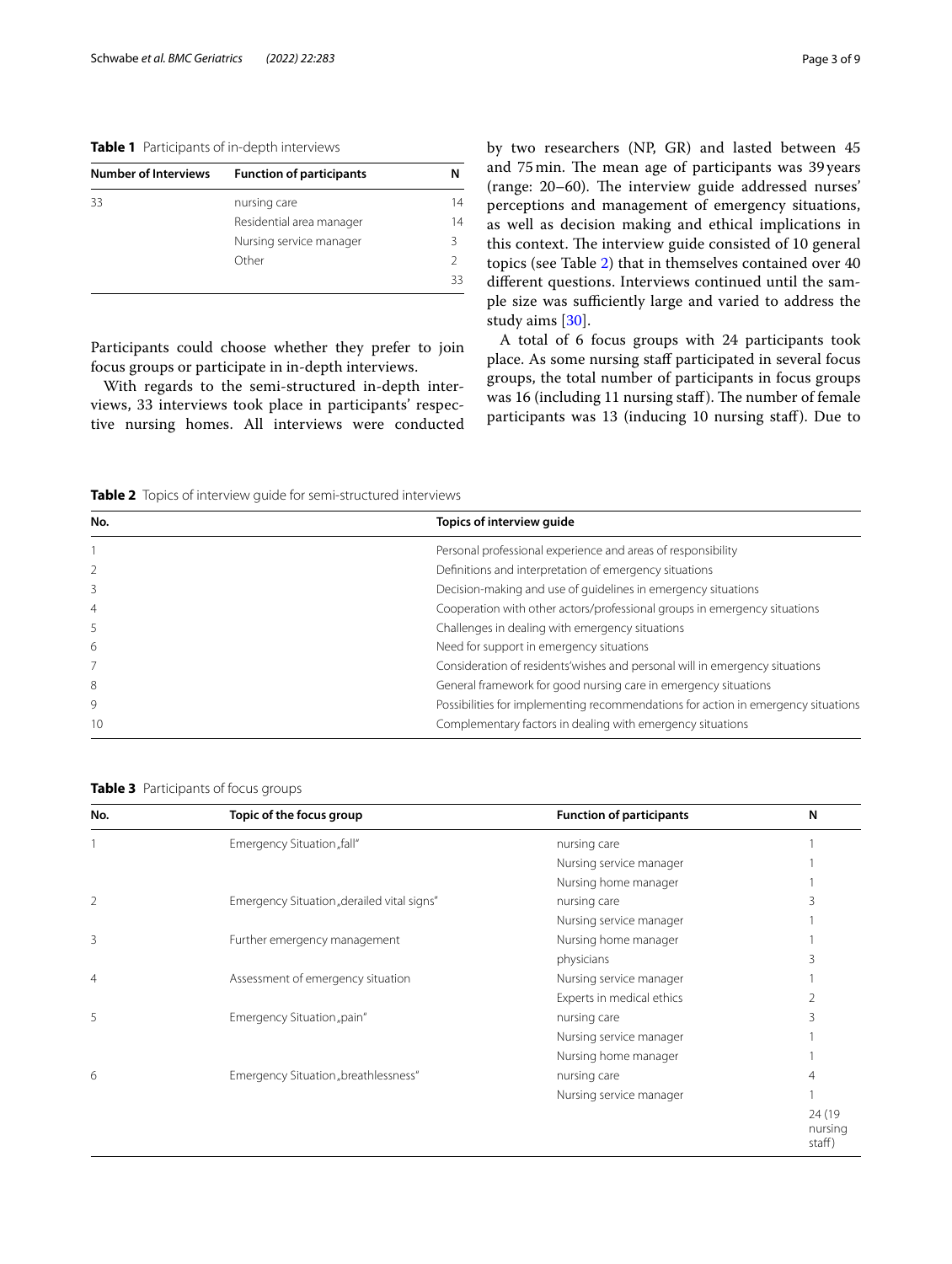**Table 1** Participants of in-depth interviews

| Number of Interviews | Function of participants | N |
|---|---|---|
| 33 | nursing care | 14 |
| | Residential area manager | 14 |
| | Nursing service manager | 3 |
| | Other | 2 |
| | | 33 |

Participants could choose whether they prefer to join focus groups or participate in in-depth interviews.

With regards to the semi-structured in-depth interviews, 33 interviews took place in participants' respective nursing homes. All interviews were conducted by two researchers (NP, GR) and lasted between 45 and 75 min. The mean age of participants was 39 years (range: 20–60). The interview guide addressed nurses' perceptions and management of emergency situations, as well as decision making and ethical implications in this context. The interview guide consisted of 10 general topics (see Table 2) that in themselves contained over 40 different questions. Interviews continued until the sample size was sufficiently large and varied to address the study aims [30].

A total of 6 focus groups with 24 participants took place. As some nursing staff participated in several focus groups, the total number of participants in focus groups was 16 (including 11 nursing staff). The number of female participants was 13 (inducing 10 nursing staff). Due to

**Table 2** Topics of interview guide for semi-structured interviews

| No. | Topics of interview guide |
|---|---|
| 1 | Personal professional experience and areas of responsibility |
| 2 | Definitions and interpretation of emergency situations |
| 3 | Decision-making and use of guidelines in emergency situations |
| 4 | Cooperation with other actors/professional groups in emergency situations |
| 5 | Challenges in dealing with emergency situations |
| 6 | Need for support in emergency situations |
| 7 | Consideration of residents'wishes and personal will in emergency situations |
| 8 | General framework for good nursing care in emergency situations |
| 9 | Possibilities for implementing recommendations for action in emergency situations |
| 10 | Complementary factors in dealing with emergency situations |

**Table 3** Participants of focus groups

| No. | Topic of the focus group | Function of participants | N |
|---|---|---|---|
| 1 | Emergency Situation „fall" | nursing care | 1 |
| | | Nursing service manager | 1 |
| | | Nursing home manager | 1 |
| 2 | Emergency Situation „derailed vital signs" | nursing care | 3 |
| | | Nursing service manager | 1 |
| 3 | Further emergency management | Nursing home manager | 1 |
| | | physicians | 3 |
| 4 | Assessment of emergency situation | Nursing service manager | 1 |
| | | Experts in medical ethics | 2 |
| 5 | Emergency Situation „pain" | nursing care | 3 |
| | | Nursing service manager | 1 |
| | | Nursing home manager | 1 |
| 6 | Emergency Situation „breathlessness" | nursing care | 4 |
| | | Nursing service manager | 1 |
| | | | 24 (19 nursing staff) |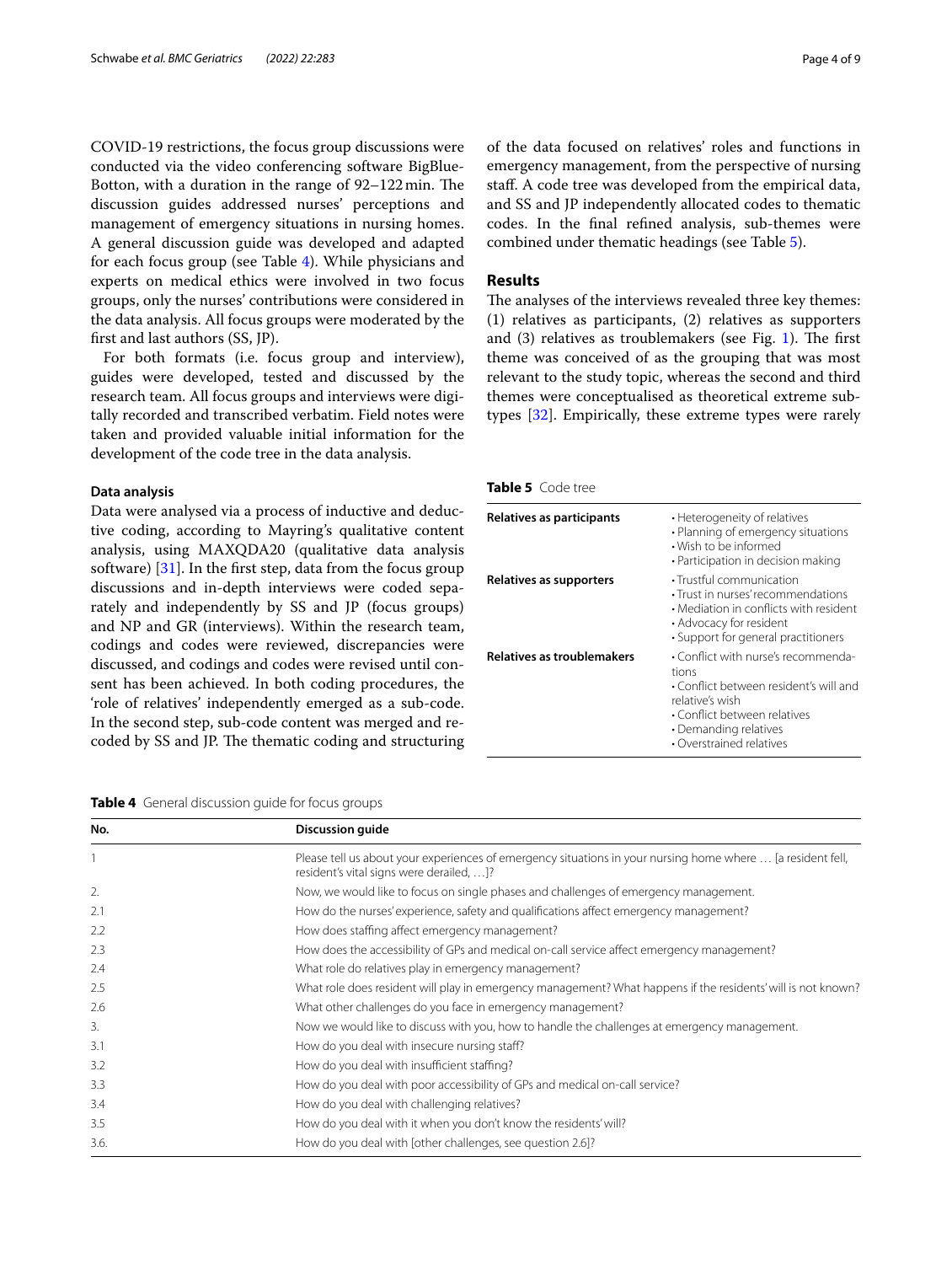COVID-19 restrictions, the focus group discussions were conducted via the video conferencing software BigBlue-Botton, with a duration in the range of 92–122 min. The discussion guides addressed nurses' perceptions and management of emergency situations in nursing homes. A general discussion guide was developed and adapted for each focus group (see Table 4). While physicians and experts on medical ethics were involved in two focus groups, only the nurses' contributions were considered in the data analysis. All focus groups were moderated by the first and last authors (SS, JP).

For both formats (i.e. focus group and interview), guides were developed, tested and discussed by the research team. All focus groups and interviews were digitally recorded and transcribed verbatim. Field notes were taken and provided valuable initial information for the development of the code tree in the data analysis.

### Data analysis

Data were analysed via a process of inductive and deductive coding, according to Mayring's qualitative content analysis, using MAXQDA20 (qualitative data analysis software) [31]. In the first step, data from the focus group discussions and in-depth interviews were coded separately and independently by SS and JP (focus groups) and NP and GR (interviews). Within the research team, codings and codes were reviewed, discrepancies were discussed, and codings and codes were revised until consent has been achieved. In both coding procedures, the 'role of relatives' independently emerged as a sub-code. In the second step, sub-code content was merged and re-coded by SS and JP. The thematic coding and structuring of the data focused on relatives' roles and functions in emergency management, from the perspective of nursing staff. A code tree was developed from the empirical data, and SS and JP independently allocated codes to thematic codes. In the final refined analysis, sub-themes were combined under thematic headings (see Table 5).

## Results

The analyses of the interviews revealed three key themes: (1) relatives as participants, (2) relatives as supporters and (3) relatives as troublemakers (see Fig. 1). The first theme was conceived of as the grouping that was most relevant to the study topic, whereas the second and third themes were conceptualised as theoretical extreme subtypes [32]. Empirically, these extreme types were rarely

**Table 5** Code tree

| | |
|---|---|
| **Relatives as participants** | • Heterogeneity of relatives<br>• Planning of emergency situations<br>• Wish to be informed<br>• Participation in decision making |
| **Relatives as supporters** | • Trustful communication<br>• Trust in nurses' recommendations<br>• Mediation in conflicts with resident<br>• Advocacy for resident<br>• Support for general practitioners |
| **Relatives as troublemakers** | • Conflict with nurse's recommendations<br>• Conflict between resident's will and relative's wish<br>• Conflict between relatives<br>• Demanding relatives<br>• Overstrained relatives |

**Table 4** General discussion guide for focus groups

| No. | Discussion guide |
|---|---|
| 1 | Please tell us about your experiences of emergency situations in your nursing home where … [a resident fell, resident's vital signs were derailed, …]? |
| 2. | Now, we would like to focus on single phases and challenges of emergency management. |
| 2.1 | How do the nurses' experience, safety and qualifications affect emergency management? |
| 2.2 | How does staffing affect emergency management? |
| 2.3 | How does the accessibility of GPs and medical on-call service affect emergency management? |
| 2.4 | What role do relatives play in emergency management? |
| 2.5 | What role does resident will play in emergency management? What happens if the residents' will is not known? |
| 2.6 | What other challenges do you face in emergency management? |
| 3. | Now we would like to discuss with you, how to handle the challenges at emergency management. |
| 3.1 | How do you deal with insecure nursing staff? |
| 3.2 | How do you deal with insufficient staffing? |
| 3.3 | How do you deal with poor accessibility of GPs and medical on-call service? |
| 3.4 | How do you deal with challenging relatives? |
| 3.5 | How do you deal with it when you don't know the residents' will? |
| 3.6. | How do you deal with [other challenges, see question 2.6]? |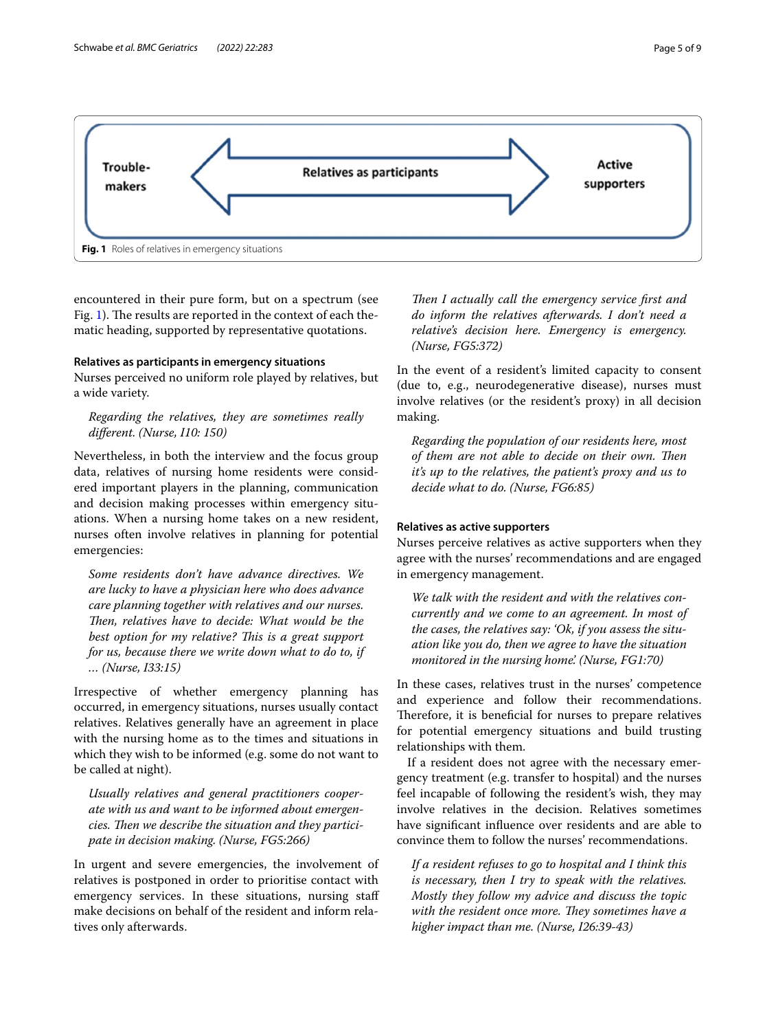Trouble-makers ⟷ Relatives as participants ⟷ Active supporters

**Fig. 1** Roles of relatives in emergency situations

encountered in their pure form, but on a spectrum (see Fig. 1). The results are reported in the context of each thematic heading, supported by representative quotations.

#### Relatives as participants in emergency situations

Nurses perceived no uniform role played by relatives, but a wide variety.

> *Regarding the relatives, they are sometimes really different. (Nurse, I10: 150)*

Nevertheless, in both the interview and the focus group data, relatives of nursing home residents were considered important players in the planning, communication and decision making processes within emergency situations. When a nursing home takes on a new resident, nurses often involve relatives in planning for potential emergencies:

> *Some residents don't have advance directives. We are lucky to have a physician here who does advance care planning together with relatives and our nurses. Then, relatives have to decide: What would be the best option for my relative? This is a great support for us, because there we write down what to do to, if … (Nurse, I33:15)*

Irrespective of whether emergency planning has occurred, in emergency situations, nurses usually contact relatives. Relatives generally have an agreement in place with the nursing home as to the times and situations in which they wish to be informed (e.g. some do not want to be called at night).

> *Usually relatives and general practitioners cooperate with us and want to be informed about emergencies. Then we describe the situation and they participate in decision making. (Nurse, FG5:266)*

In urgent and severe emergencies, the involvement of relatives is postponed in order to prioritise contact with emergency services. In these situations, nursing staff make decisions on behalf of the resident and inform relatives only afterwards.

> *Then I actually call the emergency service first and do inform the relatives afterwards. I don't need a relative's decision here. Emergency is emergency. (Nurse, FG5:372)*

In the event of a resident's limited capacity to consent (due to, e.g., neurodegenerative disease), nurses must involve relatives (or the resident's proxy) in all decision making.

> *Regarding the population of our residents here, most of them are not able to decide on their own. Then it's up to the relatives, the patient's proxy and us to decide what to do. (Nurse, FG6:85)*

#### Relatives as active supporters

Nurses perceive relatives as active supporters when they agree with the nurses' recommendations and are engaged in emergency management.

> *We talk with the resident and with the relatives concurrently and we come to an agreement. In most of the cases, the relatives say: 'Ok, if you assess the situation like you do, then we agree to have the situation monitored in the nursing home'. (Nurse, FG1:70)*

In these cases, relatives trust in the nurses' competence and experience and follow their recommendations. Therefore, it is beneficial for nurses to prepare relatives for potential emergency situations and build trusting relationships with them.

If a resident does not agree with the necessary emergency treatment (e.g. transfer to hospital) and the nurses feel incapable of following the resident's wish, they may involve relatives in the decision. Relatives sometimes have significant influence over residents and are able to convince them to follow the nurses' recommendations.

> *If a resident refuses to go to hospital and I think this is necessary, then I try to speak with the relatives. Mostly they follow my advice and discuss the topic with the resident once more. They sometimes have a higher impact than me. (Nurse, I26:39-43)*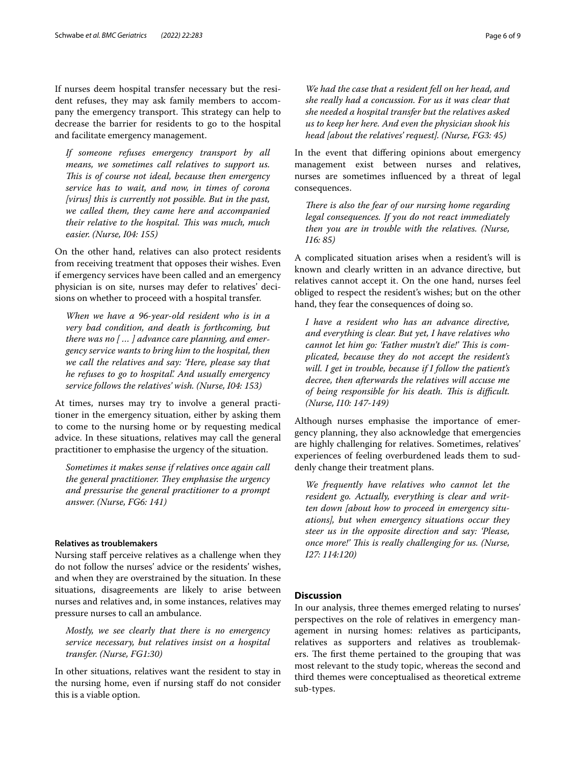If nurses deem hospital transfer necessary but the resident refuses, they may ask family members to accompany the emergency transport. This strategy can help to decrease the barrier for residents to go to the hospital and facilitate emergency management.

> *If someone refuses emergency transport by all means, we sometimes call relatives to support us. This is of course not ideal, because then emergency service has to wait, and now, in times of corona [virus] this is currently not possible. But in the past, we called them, they came here and accompanied their relative to the hospital. This was much, much easier. (Nurse, I04: 155)*

On the other hand, relatives can also protect residents from receiving treatment that opposes their wishes. Even if emergency services have been called and an emergency physician is on site, nurses may defer to relatives' decisions on whether to proceed with a hospital transfer.

> *When we have a 96-year-old resident who is in a very bad condition, and death is forthcoming, but there was no [ … ] advance care planning, and emergency service wants to bring him to the hospital, then we call the relatives and say: 'Here, please say that he refuses to go to hospital'. And usually emergency service follows the relatives' wish. (Nurse, I04: 153)*

At times, nurses may try to involve a general practitioner in the emergency situation, either by asking them to come to the nursing home or by requesting medical advice. In these situations, relatives may call the general practitioner to emphasise the urgency of the situation.

> *Sometimes it makes sense if relatives once again call the general practitioner. They emphasise the urgency and pressurise the general practitioner to a prompt answer. (Nurse, FG6: 141)*

#### Relatives as troublemakers

Nursing staff perceive relatives as a challenge when they do not follow the nurses' advice or the residents' wishes, and when they are overstrained by the situation. In these situations, disagreements are likely to arise between nurses and relatives and, in some instances, relatives may pressure nurses to call an ambulance.

> *Mostly, we see clearly that there is no emergency service necessary, but relatives insist on a hospital transfer. (Nurse, FG1:30)*

In other situations, relatives want the resident to stay in the nursing home, even if nursing staff do not consider this is a viable option.

> *We had the case that a resident fell on her head, and she really had a concussion. For us it was clear that she needed a hospital transfer but the relatives asked us to keep her here. And even the physician shook his head [about the relatives' request]. (Nurse, FG3: 45)*

In the event that differing opinions about emergency management exist between nurses and relatives, nurses are sometimes influenced by a threat of legal consequences.

> *There is also the fear of our nursing home regarding legal consequences. If you do not react immediately then you are in trouble with the relatives. (Nurse, I16: 85)*

A complicated situation arises when a resident's will is known and clearly written in an advance directive, but relatives cannot accept it. On the one hand, nurses feel obliged to respect the resident's wishes; but on the other hand, they fear the consequences of doing so.

> *I have a resident who has an advance directive, and everything is clear. But yet, I have relatives who cannot let him go: 'Father mustn't die!' This is complicated, because they do not accept the resident's will. I get in trouble, because if I follow the patient's decree, then afterwards the relatives will accuse me of being responsible for his death. This is difficult. (Nurse, I10: 147-149)*

Although nurses emphasise the importance of emergency planning, they also acknowledge that emergencies are highly challenging for relatives. Sometimes, relatives' experiences of feeling overburdened leads them to suddenly change their treatment plans.

> *We frequently have relatives who cannot let the resident go. Actually, everything is clear and written down [about how to proceed in emergency situations], but when emergency situations occur they steer us in the opposite direction and say: 'Please, once more!' This is really challenging for us. (Nurse, I27: 114:120)*

## Discussion

In our analysis, three themes emerged relating to nurses' perspectives on the role of relatives in emergency management in nursing homes: relatives as participants, relatives as supporters and relatives as troublemakers. The first theme pertained to the grouping that was most relevant to the study topic, whereas the second and third themes were conceptualised as theoretical extreme sub-types.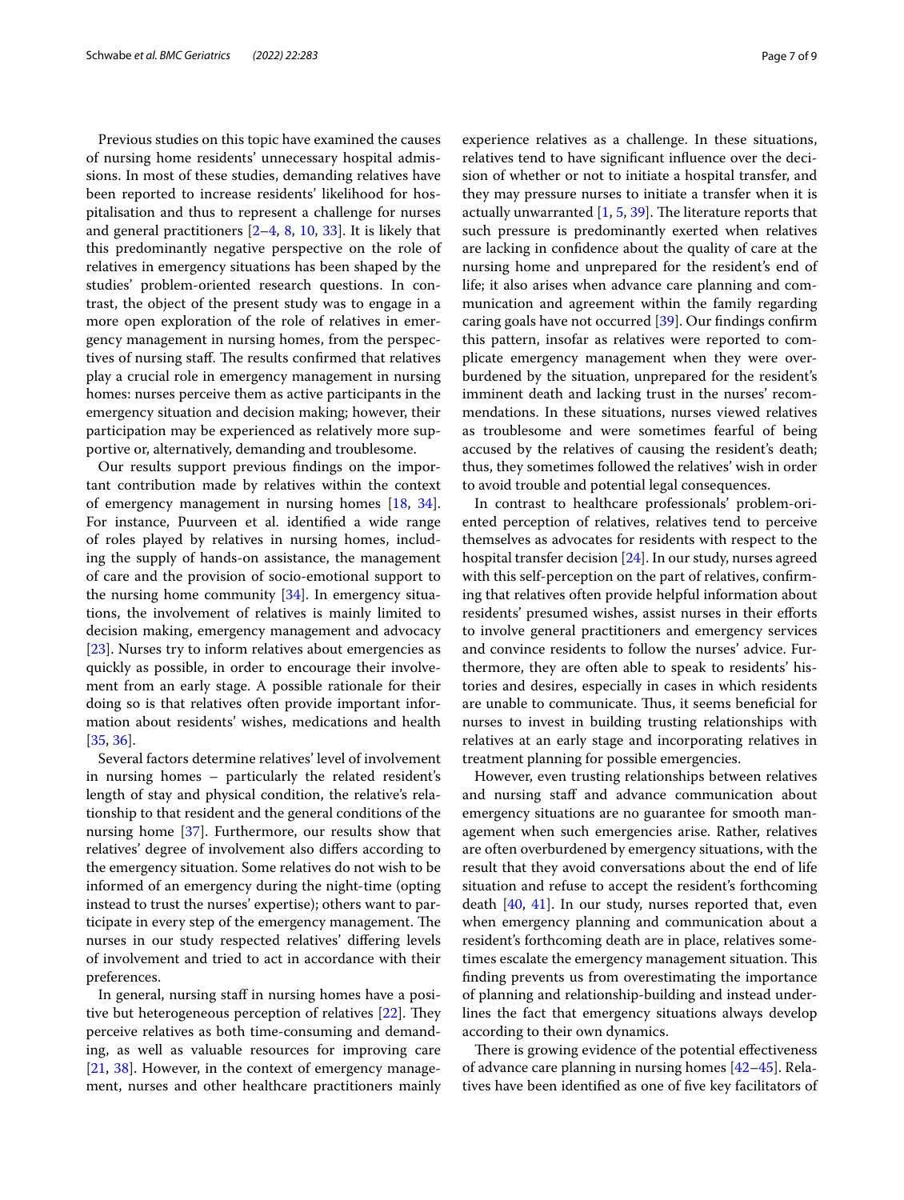Previous studies on this topic have examined the causes of nursing home residents' unnecessary hospital admissions. In most of these studies, demanding relatives have been reported to increase residents' likelihood for hospitalisation and thus to represent a challenge for nurses and general practitioners [2–4, 8, 10, 33]. It is likely that this predominantly negative perspective on the role of relatives in emergency situations has been shaped by the studies' problem-oriented research questions. In contrast, the object of the present study was to engage in a more open exploration of the role of relatives in emergency management in nursing homes, from the perspectives of nursing staff. The results confirmed that relatives play a crucial role in emergency management in nursing homes: nurses perceive them as active participants in the emergency situation and decision making; however, their participation may be experienced as relatively more supportive or, alternatively, demanding and troublesome.

Our results support previous findings on the important contribution made by relatives within the context of emergency management in nursing homes [18, 34]. For instance, Puurveen et al. identified a wide range of roles played by relatives in nursing homes, including the supply of hands-on assistance, the management of care and the provision of socio-emotional support to the nursing home community [34]. In emergency situations, the involvement of relatives is mainly limited to decision making, emergency management and advocacy [23]. Nurses try to inform relatives about emergencies as quickly as possible, in order to encourage their involvement from an early stage. A possible rationale for their doing so is that relatives often provide important information about residents' wishes, medications and health [35, 36].

Several factors determine relatives' level of involvement in nursing homes – particularly the related resident's length of stay and physical condition, the relative's relationship to that resident and the general conditions of the nursing home [37]. Furthermore, our results show that relatives' degree of involvement also differs according to the emergency situation. Some relatives do not wish to be informed of an emergency during the night-time (opting instead to trust the nurses' expertise); others want to participate in every step of the emergency management. The nurses in our study respected relatives' differing levels of involvement and tried to act in accordance with their preferences.

In general, nursing staff in nursing homes have a positive but heterogeneous perception of relatives [22]. They perceive relatives as both time-consuming and demanding, as well as valuable resources for improving care [21, 38]. However, in the context of emergency management, nurses and other healthcare practitioners mainly experience relatives as a challenge. In these situations, relatives tend to have significant influence over the decision of whether or not to initiate a hospital transfer, and they may pressure nurses to initiate a transfer when it is actually unwarranted [1, 5, 39]. The literature reports that such pressure is predominantly exerted when relatives are lacking in confidence about the quality of care at the nursing home and unprepared for the resident's end of life; it also arises when advance care planning and communication and agreement within the family regarding caring goals have not occurred [39]. Our findings confirm this pattern, insofar as relatives were reported to complicate emergency management when they were overburdened by the situation, unprepared for the resident's imminent death and lacking trust in the nurses' recommendations. In these situations, nurses viewed relatives as troublesome and were sometimes fearful of being accused by the relatives of causing the resident's death; thus, they sometimes followed the relatives' wish in order to avoid trouble and potential legal consequences.

In contrast to healthcare professionals' problem-oriented perception of relatives, relatives tend to perceive themselves as advocates for residents with respect to the hospital transfer decision [24]. In our study, nurses agreed with this self-perception on the part of relatives, confirming that relatives often provide helpful information about residents' presumed wishes, assist nurses in their efforts to involve general practitioners and emergency services and convince residents to follow the nurses' advice. Furthermore, they are often able to speak to residents' histories and desires, especially in cases in which residents are unable to communicate. Thus, it seems beneficial for nurses to invest in building trusting relationships with relatives at an early stage and incorporating relatives in treatment planning for possible emergencies.

However, even trusting relationships between relatives and nursing staff and advance communication about emergency situations are no guarantee for smooth management when such emergencies arise. Rather, relatives are often overburdened by emergency situations, with the result that they avoid conversations about the end of life situation and refuse to accept the resident's forthcoming death [40, 41]. In our study, nurses reported that, even when emergency planning and communication about a resident's forthcoming death are in place, relatives sometimes escalate the emergency management situation. This finding prevents us from overestimating the importance of planning and relationship-building and instead underlines the fact that emergency situations always develop according to their own dynamics.

There is growing evidence of the potential effectiveness of advance care planning in nursing homes [42–45]. Relatives have been identified as one of five key facilitators of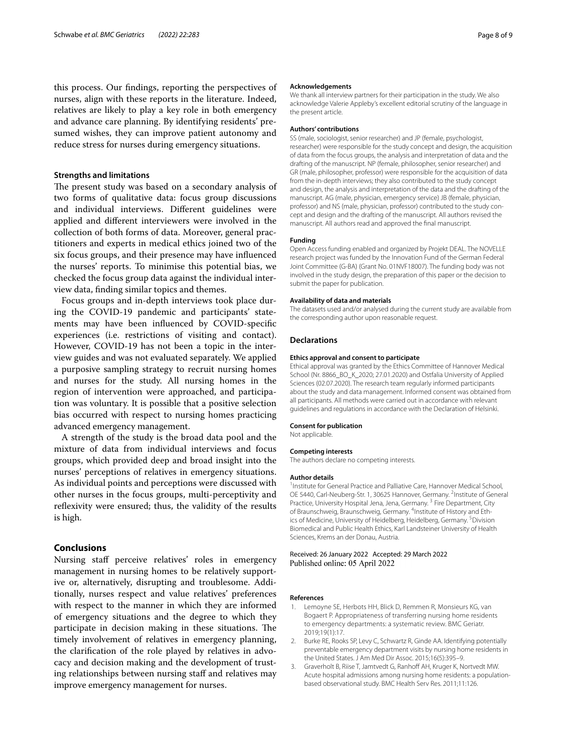this process. Our findings, reporting the perspectives of nurses, align with these reports in the literature. Indeed, relatives are likely to play a key role in both emergency and advance care planning. By identifying residents' presumed wishes, they can improve patient autonomy and reduce stress for nurses during emergency situations.

### Strengths and limitations

The present study was based on a secondary analysis of two forms of qualitative data: focus group discussions and individual interviews. Different guidelines were applied and different interviewers were involved in the collection of both forms of data. Moreover, general practitioners and experts in medical ethics joined two of the six focus groups, and their presence may have influenced the nurses' reports. To minimise this potential bias, we checked the focus group data against the individual interview data, finding similar topics and themes.

Focus groups and in-depth interviews took place during the COVID-19 pandemic and participants' statements may have been influenced by COVID-specific experiences (i.e. restrictions of visiting and contact). However, COVID-19 has not been a topic in the interview guides and was not evaluated separately. We applied a purposive sampling strategy to recruit nursing homes and nurses for the study. All nursing homes in the region of intervention were approached, and participation was voluntary. It is possible that a positive selection bias occurred with respect to nursing homes practicing advanced emergency management.

A strength of the study is the broad data pool and the mixture of data from individual interviews and focus groups, which provided deep and broad insight into the nurses' perceptions of relatives in emergency situations. As individual points and perceptions were discussed with other nurses in the focus groups, multi-perceptivity and reflexivity were ensured; thus, the validity of the results is high.

## Conclusions

Nursing staff perceive relatives' roles in emergency management in nursing homes to be relatively supportive or, alternatively, disrupting and troublesome. Additionally, nurses respect and value relatives' preferences with respect to the manner in which they are informed of emergency situations and the degree to which they participate in decision making in these situations. The timely involvement of relatives in emergency planning, the clarification of the role played by relatives in advocacy and decision making and the development of trusting relationships between nursing staff and relatives may improve emergency management for nurses.

#### Acknowledgements

We thank all interview partners for their participation in the study. We also acknowledge Valerie Appleby's excellent editorial scrutiny of the language in the present article.

#### Authors' contributions

SS (male, sociologist, senior researcher) and JP (female, psychologist, researcher) were responsible for the study concept and design, the acquisition of data from the focus groups, the analysis and interpretation of data and the drafting of the manuscript. NP (female, philosopher, senior researcher) and GR (male, philosopher, professor) were responsible for the acquisition of data from the in-depth interviews; they also contributed to the study concept and design, the analysis and interpretation of the data and the drafting of the manuscript. AG (male, physician, emergency service) JB (female, physician, professor) and NS (male, physician, professor) contributed to the study concept and design and the drafting of the manuscript. All authors revised the manuscript. All authors read and approved the final manuscript.

#### Funding

Open Access funding enabled and organized by Projekt DEAL. The NOVELLE research project was funded by the Innovation Fund of the German Federal Joint Committee (G-BA) (Grant No. 01NVF18007). The funding body was not involved in the study design, the preparation of this paper or the decision to submit the paper for publication.

#### Availability of data and materials

The datasets used and/or analysed during the current study are available from the corresponding author upon reasonable request.

### Declarations

#### Ethics approval and consent to participate

Ethical approval was granted by the Ethics Committee of Hannover Medical School (Nr. 8866_BO_K_2020; 27.01.2020) and Ostfalia University of Applied Sciences (02.07.2020). The research team regularly informed participants about the study and data management. Informed consent was obtained from all participants. All methods were carried out in accordance with relevant guidelines and regulations in accordance with the Declaration of Helsinki.

#### Consent for publication

Not applicable.

#### Competing interests

The authors declare no competing interests.

#### Author details

[1] Institute for General Practice and Palliative Care, Hannover Medical School, OE 5440, Carl-Neuberg-Str. 1, 30625 Hannover, Germany. [2] Institute of General Practice, University Hospital Jena, Jena, Germany. [3] Fire Department, City of Braunschweig, Braunschweig, Germany. [4] Institute of History and Ethics of Medicine, University of Heidelberg, Heidelberg, Germany. [5] Division Biomedical and Public Health Ethics, Karl Landsteiner University of Health Sciences, Krems an der Donau, Austria.

Received: 26 January 2022 Accepted: 29 March 2022
Published online: 05 April 2022

#### References

1. Lemoyne SE, Herbots HH, Blick D, Remmen R, Monsieurs KG, van Bogaert P. Appropriateness of transferring nursing home residents to emergency departments: a systematic review. BMC Geriatr. 2019;19(1):17.
2. Burke RE, Rooks SP, Levy C, Schwartz R, Ginde AA. Identifying potentially preventable emergency department visits by nursing home residents in the United States. J Am Med Dir Assoc. 2015;16(5):395–9.
3. Graverholt B, Riise T, Jamtvedt G, Ranhoff AH, Kruger K, Nortvedt MW. Acute hospital admissions among nursing home residents: a population-based observational study. BMC Health Serv Res. 2011;11:126.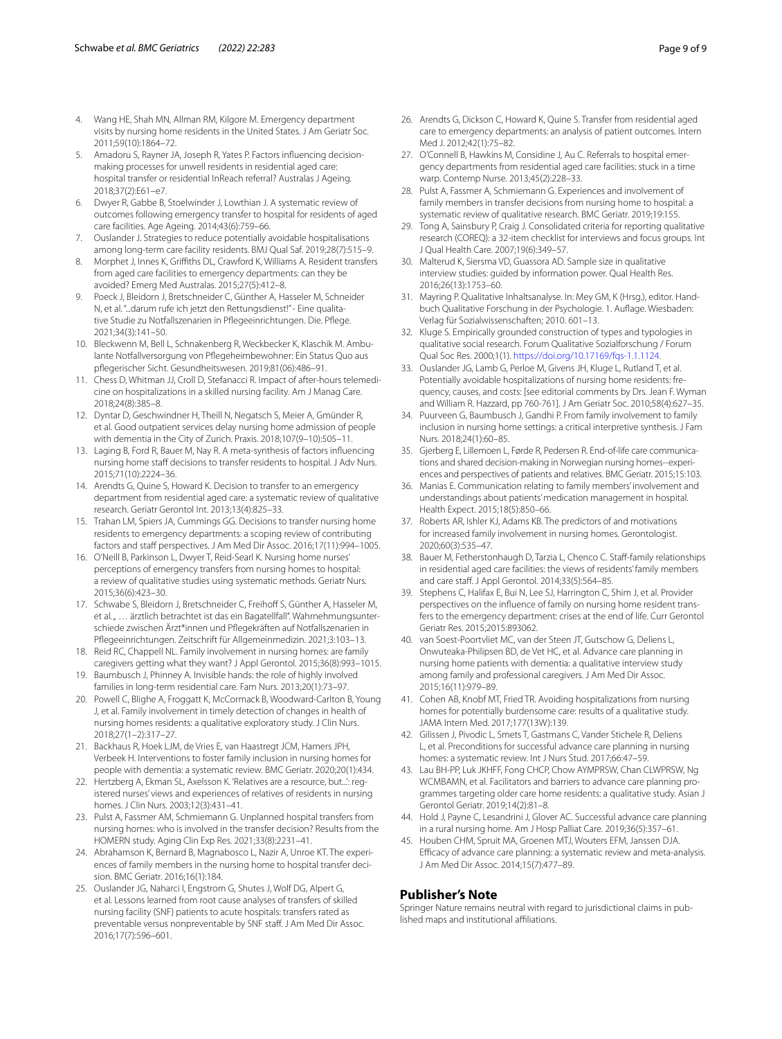4. Wang HE, Shah MN, Allman RM, Kilgore M. Emergency department visits by nursing home residents in the United States. J Am Geriatr Soc. 2011;59(10):1864–72.
5. Amadoru S, Rayner JA, Joseph R, Yates P. Factors influencing decision-making processes for unwell residents in residential aged care: hospital transfer or residential InReach referral? Australas J Ageing. 2018;37(2):E61–e7.
6. Dwyer R, Gabbe B, Stoelwinder J, Lowthian J. A systematic review of outcomes following emergency transfer to hospital for residents of aged care facilities. Age Ageing. 2014;43(6):759–66.
7. Ouslander J. Strategies to reduce potentially avoidable hospitalisations among long-term care facility residents. BMJ Qual Saf. 2019;28(7):515–9.
8. Morphet J, Innes K, Griffiths DL, Crawford K, Williams A. Resident transfers from aged care facilities to emergency departments: can they be avoided? Emerg Med Australas. 2015;27(5):412–8.
9. Poeck J, Bleidorn J, Bretschneider C, Günther A, Hasseler M, Schneider N, et al. "...darum rufe ich jetzt den Rettungsdienst!" - Eine qualitative Studie zu Notfallszenarien in Pflegeeinrichtungen. Die. Pflege. 2021;34(3):141–50.
10. Bleckwenn M, Bell L, Schnakenberg R, Weckbecker K, Klaschik M. Ambulante Notfallversorgung von Pflegeheimbewohner: Ein Status Quo aus pflegerischer Sicht. Gesundheitswesen. 2019;81(06):486–91.
11. Chess D, Whitman JJ, Croll D, Stefanacci R. Impact of after-hours telemedicine on hospitalizations in a skilled nursing facility. Am J Manag Care. 2018;24(8):385–8.
12. Dyntar D, Geschwindner H, Theill N, Negatsch S, Meier A, Gmünder R, et al. Good outpatient services delay nursing home admission of people with dementia in the City of Zurich. Praxis. 2018;107(9–10):505–11.
13. Laging B, Ford R, Bauer M, Nay R. A meta-synthesis of factors influencing nursing home staff decisions to transfer residents to hospital. J Adv Nurs. 2015;71(10):2224–36.
14. Arendts G, Quine S, Howard K. Decision to transfer to an emergency department from residential aged care: a systematic review of qualitative research. Geriatr Gerontol Int. 2013;13(4):825–33.
15. Trahan LM, Spiers JA, Cummings GG. Decisions to transfer nursing home residents to emergency departments: a scoping review of contributing factors and staff perspectives. J Am Med Dir Assoc. 2016;17(11):994–1005.
16. O'Neill B, Parkinson L, Dwyer T, Reid-Searl K. Nursing home nurses' perceptions of emergency transfers from nursing homes to hospital: a review of qualitative studies using systematic methods. Geriatr Nurs. 2015;36(6):423–30.
17. Schwabe S, Bleidorn J, Bretschneider C, Freihoff S, Günther A, Hasseler M, et al. „ … ärztlich betrachtet ist das ein Bagatellfall". Wahrnehmungsunterschiede zwischen Ärzt*innen und Pflegekräften auf Notfallszenarien in Pflegeeinrichtungen. Zeitschrift für Allgemeinmedizin. 2021;3:103–13.
18. Reid RC, Chappell NL. Family involvement in nursing homes: are family caregivers getting what they want? J Appl Gerontol. 2015;36(8):993–1015.
19. Baumbusch J, Phinney A. Invisible hands: the role of highly involved families in long-term residential care. Fam Nurs. 2013;20(1):73–97.
20. Powell C, Blighe A, Froggatt K, McCormack B, Woodward-Carlton B, Young J, et al. Family involvement in timely detection of changes in health of nursing homes residents: a qualitative exploratory study. J Clin Nurs. 2018;27(1–2):317–27.
21. Backhaus R, Hoek LJM, de Vries E, van Haastregt JCM, Hamers JPH, Verbeek H. Interventions to foster family inclusion in nursing homes for people with dementia: a systematic review. BMC Geriatr. 2020;20(1):434.
22. Hertzberg A, Ekman SL, Axelsson K. 'Relatives are a resource, but...': registered nurses' views and experiences of relatives of residents in nursing homes. J Clin Nurs. 2003;12(3):431–41.
23. Pulst A, Fassmer AM, Schmiemann G. Unplanned hospital transfers from nursing homes: who is involved in the transfer decision? Results from the HOMERN study. Aging Clin Exp Res. 2021;33(8):2231–41.
24. Abrahamson K, Bernard B, Magnabosco L, Nazir A, Unroe KT. The experiences of family members in the nursing home to hospital transfer decision. BMC Geriatr. 2016;16(1):184.
25. Ouslander JG, Naharci I, Engstrom G, Shutes J, Wolf DG, Alpert G, et al. Lessons learned from root cause analyses of transfers of skilled nursing facility (SNF) patients to acute hospitals: transfers rated as preventable versus nonpreventable by SNF staff. J Am Med Dir Assoc. 2016;17(7):596–601.
26. Arendts G, Dickson C, Howard K, Quine S. Transfer from residential aged care to emergency departments: an analysis of patient outcomes. Intern Med J. 2012;42(1):75–82.
27. O'Connell B, Hawkins M, Considine J, Au C. Referrals to hospital emergency departments from residential aged care facilities: stuck in a time warp. Contemp Nurse. 2013;45(2):228–33.
28. Pulst A, Fassmer A, Schmiemann G. Experiences and involvement of family members in transfer decisions from nursing home to hospital: a systematic review of qualitative research. BMC Geriatr. 2019;19:155.
29. Tong A, Sainsbury P, Craig J. Consolidated criteria for reporting qualitative research (COREQ): a 32-item checklist for interviews and focus groups. Int J Qual Health Care. 2007;19(6):349–57.
30. Malterud K, Siersma VD, Guassora AD. Sample size in qualitative interview studies: guided by information power. Qual Health Res. 2016;26(13):1753–60.
31. Mayring P. Qualitative Inhaltsanalyse. In: Mey GM, K (Hrsg.), editor. Handbuch Qualitative Forschung in der Psychologie. 1. Auflage. Wiesbaden: Verlag für Sozialwissenschaften; 2010. 601–13.
32. Kluge S. Empirically grounded construction of types and typologies in qualitative social research. Forum Qualitative Sozialforschung / Forum Qual Soc Res. 2000;1(1). https://doi.org/10.17169/fqs-1.1.1124.
33. Ouslander JG, Lamb G, Perloe M, Givens JH, Kluge L, Rutland T, et al. Potentially avoidable hospitalizations of nursing home residents: frequency, causes, and costs: [see editorial comments by Drs. Jean F. Wyman and William R. Hazzard, pp 760-761]. J Am Geriatr Soc. 2010;58(4):627–35.
34. Puurveen G, Baumbusch J, Gandhi P. From family involvement to family inclusion in nursing home settings: a critical interpretive synthesis. J Fam Nurs. 2018;24(1):60–85.
35. Gjerberg E, Lillemoen L, Førde R, Pedersen R. End-of-life care communications and shared decision-making in Norwegian nursing homes--experiences and perspectives of patients and relatives. BMC Geriatr. 2015;15:103.
36. Manias E. Communication relating to family members' involvement and understandings about patients' medication management in hospital. Health Expect. 2015;18(5):850–66.
37. Roberts AR, Ishler KJ, Adams KB. The predictors of and motivations for increased family involvement in nursing homes. Gerontologist. 2020;60(3):535–47.
38. Bauer M, Fetherstonhaugh D, Tarzia L, Chenco C. Staff-family relationships in residential aged care facilities: the views of residents' family members and care staff. J Appl Gerontol. 2014;33(5):564–85.
39. Stephens C, Halifax E, Bui N, Lee SJ, Harrington C, Shim J, et al. Provider perspectives on the influence of family on nursing home resident transfers to the emergency department: crises at the end of life. Curr Gerontol Geriatr Res. 2015;2015:893062.
40. van Soest-Poortvliet MC, van der Steen JT, Gutschow G, Deliens L, Onwuteaka-Philipsen BD, de Vet HC, et al. Advance care planning in nursing home patients with dementia: a qualitative interview study among family and professional caregivers. J Am Med Dir Assoc. 2015;16(11):979–89.
41. Cohen AB, Knobf MT, Fried TR. Avoiding hospitalizations from nursing homes for potentially burdensome care: results of a qualitative study. JAMA Intern Med. 2017;177(13W):139.
42. Gilissen J, Pivodic L, Smets T, Gastmans C, Vander Stichele R, Deliens L, et al. Preconditions for successful advance care planning in nursing homes: a systematic review. Int J Nurs Stud. 2017;66:47–59.
43. Lau BH-PP, Luk JKHFF, Fong CHCP, Chow AYMPRSW, Chan CLWPRSW, Ng WCMBAMN, et al. Facilitators and barriers to advance care planning programmes targeting older care home residents: a qualitative study. Asian J Gerontol Geriatr. 2019;14(2):81–8.
44. Hold J, Payne C, Lesandrini J, Glover AC. Successful advance care planning in a rural nursing home. Am J Hosp Palliat Care. 2019;36(5):357–61.
45. Houben CHM, Spruit MA, Groenen MTJ, Wouters EFM, Janssen DJA. Efficacy of advance care planning: a systematic review and meta-analysis. J Am Med Dir Assoc. 2014;15(7):477–89.

## Publisher's Note

Springer Nature remains neutral with regard to jurisdictional claims in published maps and institutional affiliations.